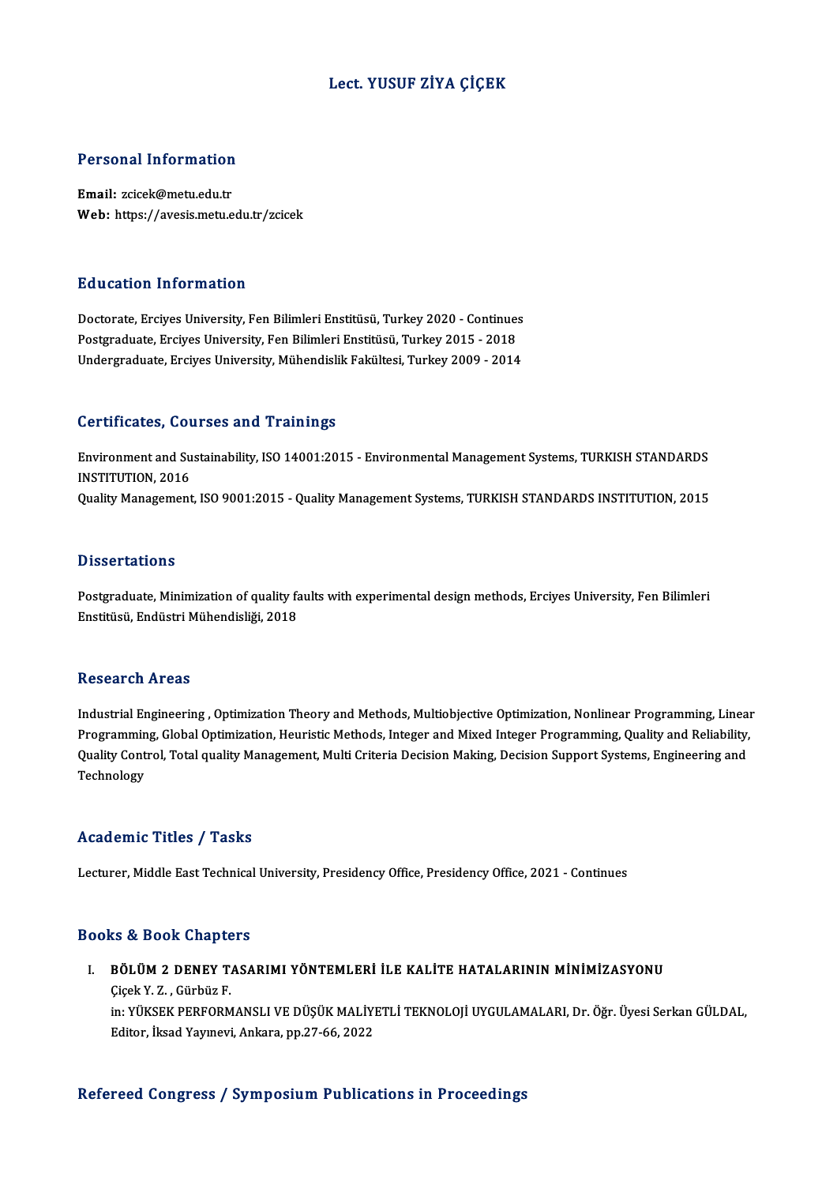# Lect. YUSUF ZİYA ÇİÇEK

## Personal Information

**Email:** zcicek@metu.edu.tr
**Web:** https://avesis.metu.edu.tr/zcicek

## Education Information

Doctorate, Erciyes University, Fen Bilimleri Enstitüsü, Turkey 2020 - Continues
Postgraduate, Erciyes University, Fen Bilimleri Enstitüsü, Turkey 2015 - 2018
Undergraduate, Erciyes University, Mühendislik Fakültesi, Turkey 2009 - 2014

## Certificates, Courses and Trainings

Environment and Sustainability, ISO 14001:2015 - Environmental Management Systems, TURKISH STANDARDS INSTITUTION, 2016
Quality Management, ISO 9001:2015 - Quality Management Systems, TURKISH STANDARDS INSTITUTION, 2015

## Dissertations

Postgraduate, Minimization of quality faults with experimental design methods, Erciyes University, Fen Bilimleri Enstitüsü, Endüstri Mühendisliği, 2018

## Research Areas

Industrial Engineering , Optimization Theory and Methods, Multiobjective Optimization, Nonlinear Programming, Linear Programming, Global Optimization, Heuristic Methods, Integer and Mixed Integer Programming, Quality and Reliability, Quality Control, Total quality Management, Multi Criteria Decision Making, Decision Support Systems, Engineering and Technology

## Academic Titles / Tasks

Lecturer, Middle East Technical University, Presidency Office, Presidency Office, 2021 - Continues

## Books & Book Chapters

I. **BÖLÜM 2 DENEY TASARIMI YÖNTEMLERİ İLE KALİTE HATALARININ MİNİMİZASYONU**
   Çiçek Y. Z. , Gürbüz F.
   in: YÜKSEK PERFORMANSLI VE DÜŞÜK MALİYETLİ TEKNOLOJİ UYGULAMALARI, Dr. Öğr. Üyesi Serkan GÜLDAL, Editor, İksad Yayınevi, Ankara, pp.27-66, 2022

## Refereed Congress / Symposium Publications in Proceedings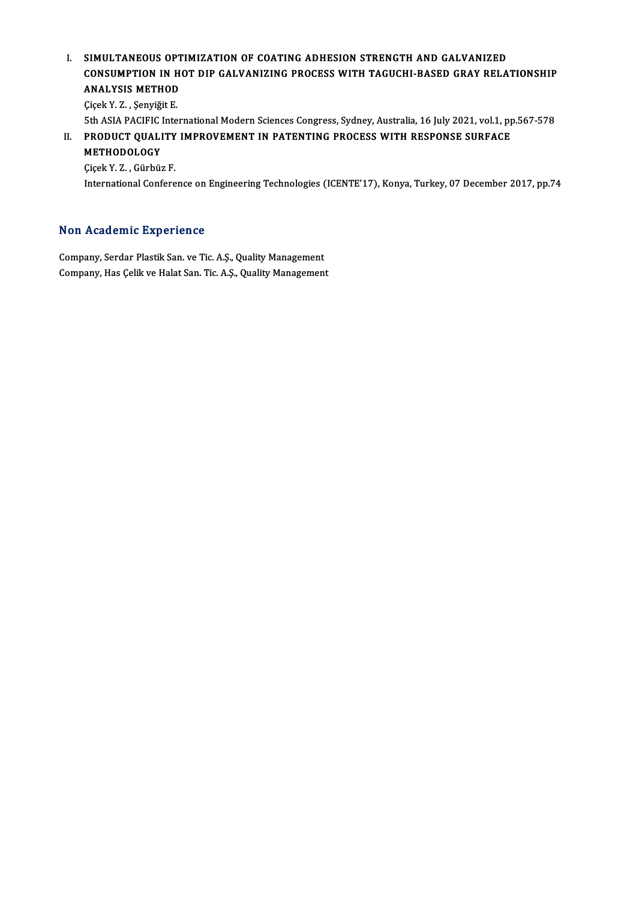I. **SIMULTANEOUS OPTIMIZATION OF COATING ADHESION STRENGTH AND GALVANIZED CONSUMPTION IN HOT DIP GALVANIZING PROCESS WITH TAGUCHI-BASED GRAY RELATIONSHIP ANALYSIS METHOD**
   Çiçek Y. Z. , Şenyiğit E.
   5th ASIA PACIFIC International Modern Sciences Congress, Sydney, Australia, 16 July 2021, vol.1, pp.567-578
II. **PRODUCT QUALITY IMPROVEMENT IN PATENTING PROCESS WITH RESPONSE SURFACE METHODOLOGY**
   Çiçek Y. Z. , Gürbüz F.
   International Conference on Engineering Technologies (ICENTE'17), Konya, Turkey, 07 December 2017, pp.74

## Non Academic Experience

Company, Serdar Plastik San. ve Tic. A.Ş., Quality Management
Company, Has Çelik ve Halat San. Tic. A.Ş., Quality Management